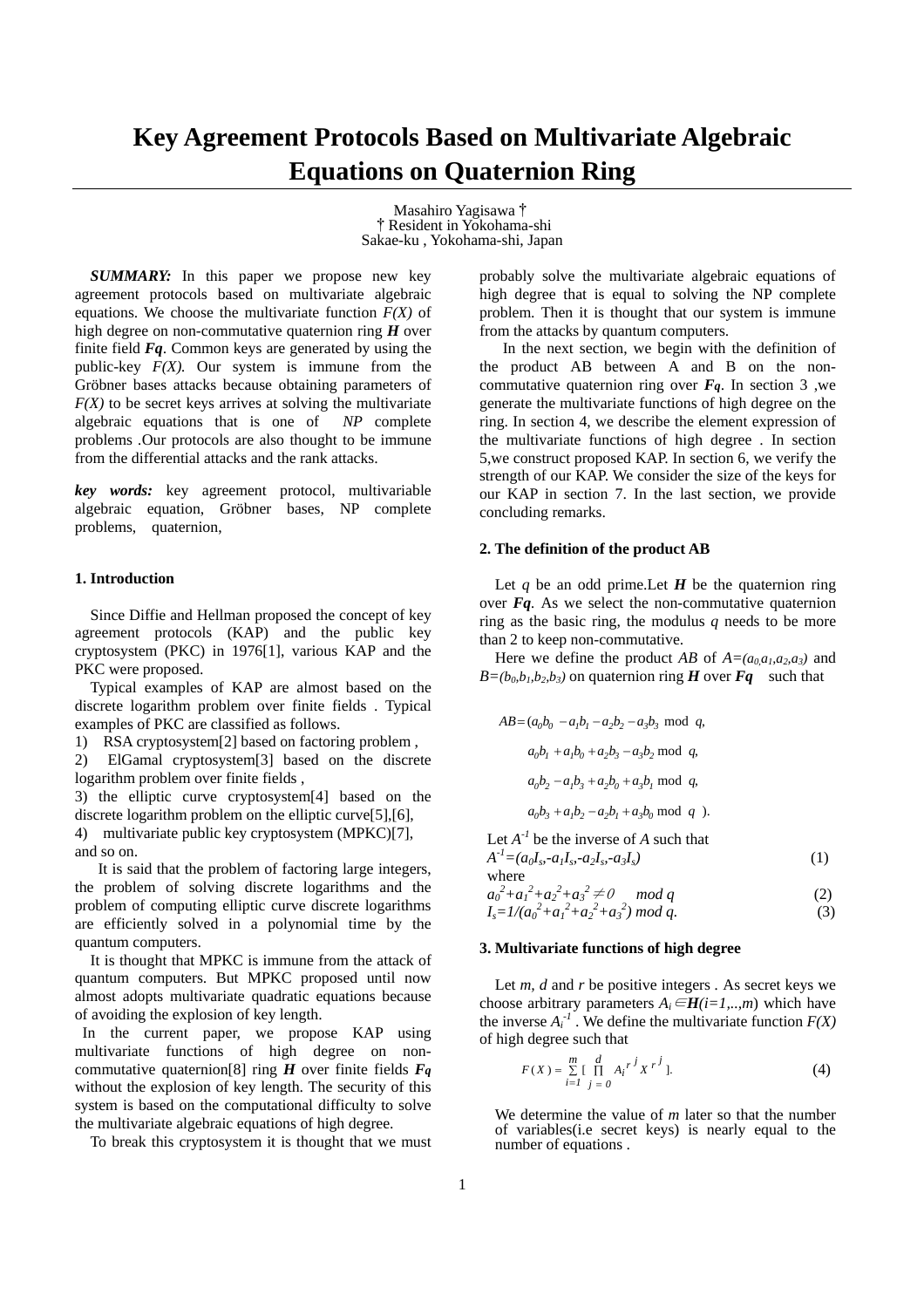# Key Agreement Protocols Based on Multivariate Algebraic Equations on Quaternion Ring

Masahiro Yagisawa †
† Resident in Yokohama-shi
Sakae-ku , Yokohama-shi, Japan

***SUMMARY:*** In this paper we propose new key agreement protocols based on multivariate algebraic equations. We choose the multivariate function $F(X)$ of high degree on non-commutative quaternion ring $\boldsymbol{H}$ over finite field $\boldsymbol{Fq}$. Common keys are generated by using the public-key $F(X)$. Our system is immune from the Gröbner bases attacks because obtaining parameters of $F(X)$ to be secret keys arrives at solving the multivariate algebraic equations that is one of *NP* complete problems .Our protocols are also thought to be immune from the differential attacks and the rank attacks.

***key words:*** key agreement protocol, multivariable algebraic equation, Gröbner bases, NP complete problems, quaternion,

## 1. Introduction

Since Diffie and Hellman proposed the concept of key agreement protocols (KAP) and the public key cryptosystem (PKC) in 1976[1], various KAP and the PKC were proposed.

Typical examples of KAP are almost based on the discrete logarithm problem over finite fields . Typical examples of PKC are classified as follows.

1) RSA cryptosystem[2] based on factoring problem ,
2) ElGamal cryptosystem[3] based on the discrete logarithm problem over finite fields ,
3) the elliptic curve cryptosystem[4] based on the discrete logarithm problem on the elliptic curve[5],[6],
4) multivariate public key cryptosystem (MPKC)[7], and so on.

It is said that the problem of factoring large integers, the problem of solving discrete logarithms and the problem of computing elliptic curve discrete logarithms are efficiently solved in a polynomial time by the quantum computers.

It is thought that MPKC is immune from the attack of quantum computers. But MPKC proposed until now almost adopts multivariate quadratic equations because of avoiding the explosion of key length.

In the current paper, we propose KAP using multivariate functions of high degree on non-commutative quaternion[8] ring $\boldsymbol{H}$ over finite fields $\boldsymbol{Fq}$ without the explosion of key length. The security of this system is based on the computational difficulty to solve the multivariate algebraic equations of high degree.

To break this cryptosystem it is thought that we must probably solve the multivariate algebraic equations of high degree that is equal to solving the NP complete problem. Then it is thought that our system is immune from the attacks by quantum computers.

In the next section, we begin with the definition of the product AB between A and B on the non-commutative quaternion ring over $\boldsymbol{Fq}$. In section 3 ,we generate the multivariate functions of high degree on the ring. In section 4, we describe the element expression of the multivariate functions of high degree . In section 5,we construct proposed KAP. In section 6, we verify the strength of our KAP. We consider the size of the keys for our KAP in section 7. In the last section, we provide concluding remarks.

## 2. The definition of the product AB

Let $q$ be an odd prime.Let $\boldsymbol{H}$ be the quaternion ring over $\boldsymbol{Fq}$. As we select the non-commutative quaternion ring as the basic ring, the modulus $q$ needs to be more than 2 to keep non-commutative.

Here we define the product $AB$ of $A=(a_0,a_1,a_2,a_3)$ and $B=(b_0,b_1,b_2,b_3)$ on quaternion ring $\boldsymbol{H}$ over $\boldsymbol{Fq}$ such that

$$
\begin{aligned}
AB=(&a_0b_0 - a_1b_1 - a_2b_2 - a_3b_3 \bmod q,\\
&a_0b_1 + a_1b_0 + a_2b_3 - a_3b_2 \bmod q,\\
&a_0b_2 - a_1b_3 + a_2b_0 + a_3b_1 \bmod q,\\
&a_0b_3 + a_1b_2 - a_2b_1 + a_3b_0 \bmod q\ ).
\end{aligned}
$$

Let $A^{-1}$ be the inverse of $A$ such that

$$A^{-1}=(a_0I_s,-a_1I_s,-a_2I_s,-a_3I_s) \tag{1}$$

where

$$a_0^2+a_1^2+a_2^2+a_3^2 \neq 0 \quad mod\ q \tag{2}$$

$$I_s=1/(a_0^2+a_1^2+a_2^2+a_3^2)\ mod\ q. \tag{3}$$

## 3. Multivariate functions of high degree

Let $m$, $d$ and $r$ be positive integers . As secret keys we choose arbitrary parameters $A_i \in \boldsymbol{H}(i=1,..,m)$ which have the inverse $A_i^{-1}$ . We define the multivariate function $F(X)$ of high degree such that

$$F(X)=\sum_{i=1}^{m}\left[\prod_{j=0}^{d} A_i^{r^j} X^{r^j}\right]. \tag{4}$$

We determine the value of $m$ later so that the number of variables(i.e secret keys) is nearly equal to the number of equations .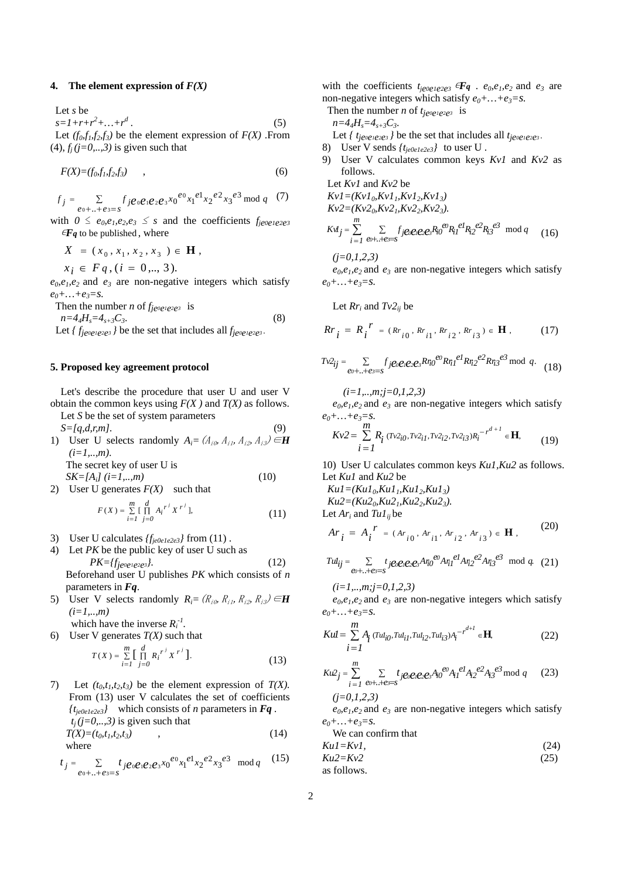## 4. The element expression of *F(X)*

Let $s$ be

$$s=1+r+r^2+\ldots+r^d \,. \tag{5}$$

Let $(f_0,f_1,f_2,f_3)$ be the element expression of $F(X)$ .From (4), $f_j\,(j=0,..,3)$ is given such that

$$F(X)=(f_0,f_1,f_2,f_3) \quad , \tag{6}$$

$$f_j = \sum_{e_0+..+e_3=s} f_{je_0e_1e_2e_3} x_0^{e_0} x_1^{e1} x_2^{e2} x_3^{e3} \bmod q \tag{7}$$

with $0 \le e_0,e_1,e_2,e_3 \le s$ and the coefficients $f_{je0e1e2e3} \in \boldsymbol{Fq}$ to be published , where

$$X = (x_0, x_1, x_2, x_3) \in \mathbf{H} \,,$$

$$x_i \in Fq \,, (i = 0,.., 3).$$

$e_0,e_1,e_2$ and $e_3$ are non-negative integers which satisfy $e_0+\ldots+e_3=s$.

Then the number $n$ of $f_{je_0e_1e_2e_3}$ is

$$n=4_4H_s=4_{s+3}C_3. \tag{8}$$

Let $\{ f_{je_0e_1e_2e_3} \}$ be the set that includes all $f_{je_0e_1e_2e_3}$.

## 5. Proposed key agreement protocol

Let's describe the procedure that user U and user V obtain the common keys using $F(X)$ and $T(X)$ as follows.

Let $S$ be the set of system parameters

$$S=[q,d,r,m]. \tag{9}$$

1) User U selects randomly $A_i=(A_{i0}, A_{i1}, A_{i2}, A_{i3}) \in \boldsymbol{H}$ $(i=1,..,m)$.
   The secret key of user U is
   $$SK=[A_i]\ (i=1,..,m) \tag{10}$$
2) User U generates $F(X)$ such that
   $$F(X) = \sum_{i=1}^{m} [\prod_{j=0}^{d} A_i^{r^j} X^{r^j}], \tag{11}$$
3) User U calculates $\{f_{je0e1e2e3}\}$ from (11) .
4) Let $PK$ be the public key of user U such as
   $$PK=\{f_{je_0e_1e_2e_3}\}. \tag{12}$$
   Beforehand user U publishes $PK$ which consists of $n$ parameters in $\boldsymbol{Fq}$.
5) User V selects randomly $R_i=(R_{i0}, R_{i1}, R_{i2}, R_{i3}) \in \boldsymbol{H}$ $(i=1,..,m)$
   which have the inverse $R_i^{-1}$.
6) User V generates $T(X)$ such that
   $$T(X) = \sum_{i=1}^{m} [\prod_{j=0}^{d} R_i^{r^j} X^{r^j}]. \tag{13}$$
7) Let $(t_0,t_1,t_2,t_3)$ be the element expression of $T(X)$. From (13) user V calculates the set of coefficients $\{t_{je0e1e2e3}\}$ which consists of $n$ parameters in $\boldsymbol{Fq}$ .
   $t_j\,(j=0,..,3)$ is given such that
   $$T(X)=(t_0,t_1,t_2,t_3) \quad , \tag{14}$$
   where
   $$t_j = \sum_{e_0+..+e_3=s} t_{je_0e_1e_2e_3} x_0^{e_0} x_1^{e1} x_2^{e2} x_3^{e3} \bmod q \tag{15}$$
   with the coefficients $t_{je0e1e2e3} \in \boldsymbol{Fq}$ . $e_0,e_1,e_2$ and $e_3$ are non-negative integers which satisfy $e_0+\ldots+e_3=s$.
   Then the number $n$ of $t_{je_0e_1e_2e_3}$ is
   $n=4_4H_s=4_{s+3}C_3$.
   Let $\{ t_{je_0e_1e_2e_3} \}$ be the set that includes all $t_{je_0e_1e_2e_3}$.
8) User V sends $\{t_{je0e1e2e3}\}$ to user U .
9) User V calculates common keys $Kv1$ and $Kv2$ as follows.

Let $Kv1$ and $Kv2$ be

$Kv1=(Kv1_0,Kv1_1,Kv1_2,Kv1_3)$

$Kv2=(Kv2_0,Kv2_1,Kv2_2,Kv2_3)$.

$$Kv1_j = \sum_{i=1}^{m} \sum_{e_0+..+e_3=s} f_{je_0e_1e_2e_3} R_{i0}^{e0} R_{i1}^{e1} R_{i2}^{e2} R_{i3}^{e3} \bmod q \tag{16}$$

$(j=0,1,2,3)$

$e_0,e_1,e_2$ and $e_3$ are non-negative integers which satisfy $e_0+\ldots+e_3=s$.

Let $Rr_i$ and $Tv2_{ij}$ be

$$Rr_i = R_i^{\,r} = (Rr_{i0}, Rr_{i1}, Rr_{i2}, Rr_{i3}) \in \mathbf{H}\,, \tag{17}$$

$$Tv2_{ij} = \sum_{e_0+..+e_3=s} f_{je_0e_1e_2e_3} Rr_{i0}^{e0} Rr_{i1}^{e1} Rr_{i2}^{e2} Rr_{i3}^{e3} \bmod q. \tag{18}$$

$(i=1,..,m;j=0,1,2,3)$

$e_0,e_1,e_2$ and $e_3$ are non-negative integers which satisfy $e_0+\ldots+e_3=s$.

$$Kv2 = \sum_{i=1}^{m} R_i\,(Tv2_{i0},Tv2_{i1},Tv2_{i2},Tv2_{i3}) R_i^{-r^{d+1}} \in \mathbf{H}, \tag{19}$$

10) User U calculates common keys $Ku1,Ku2$ as follows.

Let $Ku1$ and $Ku2$ be

$Ku1=(Ku1_0,Ku1_1,Ku1_2,Ku1_3)$

$Ku2=(Ku2_0,Ku2_1,Ku2_2,Ku2_3)$.

Let $Ar_i$ and $Tu1_{ij}$ be

$$Ar_i = A_i^{\,r} = (Ar_{i0}, Ar_{i1}, Ar_{i2}, Ar_{i3}) \in \mathbf{H}\,, \tag{20}$$

$$Tu1_{ij} = \sum_{e_0+..+e_3=s} t_{je_0e_1e_2e_3} Ar_{i0}^{e0} Ar_{i1}^{e1} Ar_{i2}^{e2} Ar_{i3}^{e3} \bmod q. \tag{21}$$

$(i=1,..,m;j=0,1,2,3)$

$e_0,e_1,e_2$ and $e_3$ are non-negative integers which satisfy $e_0+\ldots+e_3=s$.

$$Ku1 = \sum_{i=1}^{m} A_i\,(Tu1_{i0},Tu1_{i1},Tu1_{i2},Tu1_{i3}) A_i^{-r^{d+1}} \in \mathbf{H}, \tag{22}$$

$$Ku2_j = \sum_{i=1}^{m} \sum_{e_0+..+e_3=s} t_{je_0e_1e_2e_3} A_{i0}^{e0} A_{i1}^{e1} A_{i2}^{e2} A_{i3}^{e3} \bmod q \tag{23}$$

$(j=0,1,2,3)$

$e_0,e_1,e_2$ and $e_3$ are non-negative integers which satisfy $e_0+\ldots+e_3=s$.

We can confirm that

$$Ku1=Kv1, \tag{24}$$

$$Ku2=Kv2 \tag{25}$$

as follows.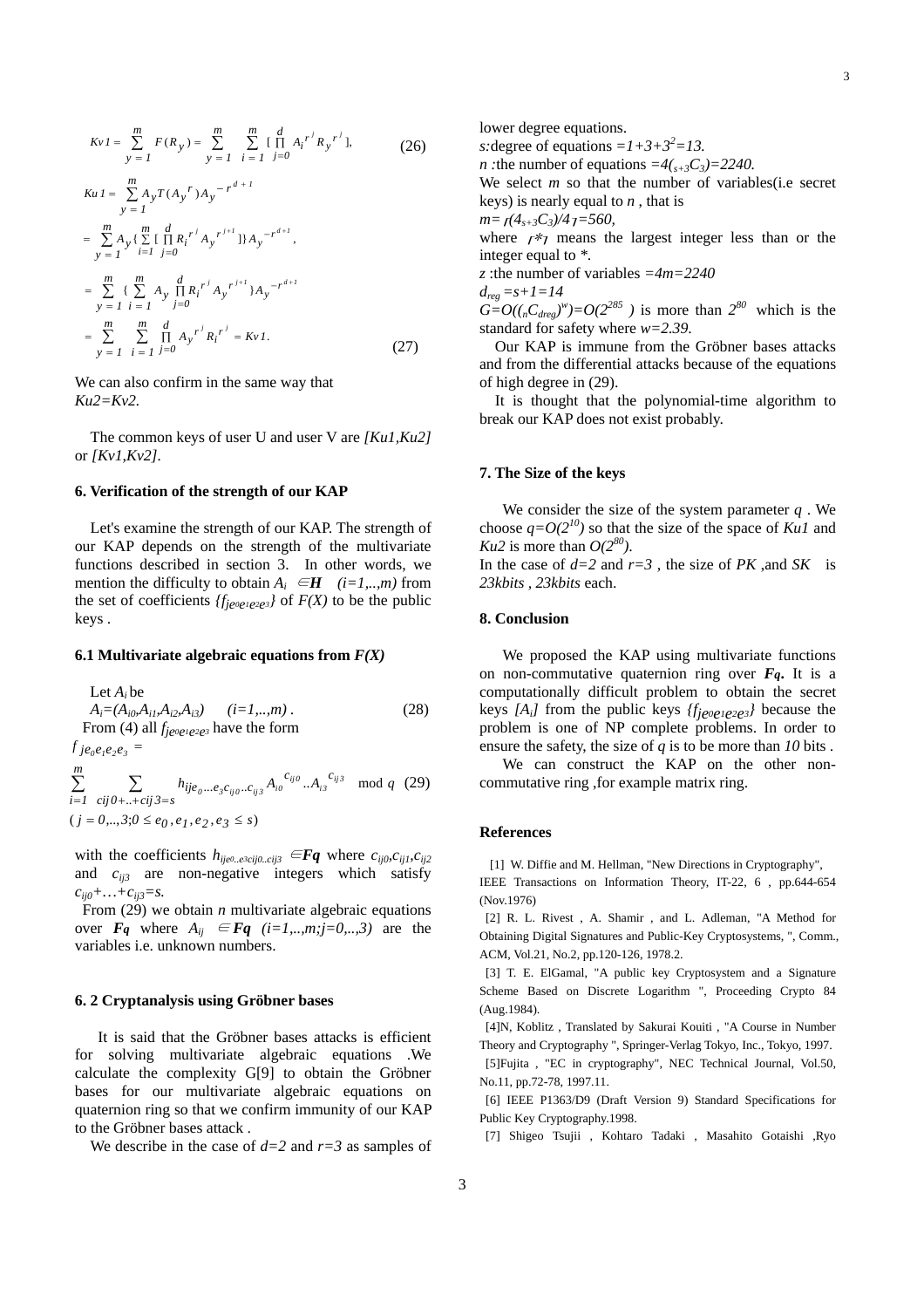$$Kv1 = \sum_{y=1}^{m} F(R_y) = \sum_{y=1}^{m} \sum_{i=1}^{m} [\prod_{j=0}^{d} A_i^{r^j} R_y^{r^j}], \quad (26)$$

$$Ku1 = \sum_{y=1}^{m} A_y T(A_y^{r}) A_y^{-r^{d+1}}$$

$$= \sum_{y=1}^{m} A_y \{ \sum_{i=1}^{m} [\prod_{j=0}^{d} R_i^{r^j} A_y^{r^{j+1}}]\} A_y^{-r^{d+1}},$$

$$= \sum_{y=1}^{m} \{ \sum_{i=1}^{m} A_y \prod_{j=0}^{d} R_i^{r^j} A_y^{r^{j+1}} \} A_y^{-r^{d+1}}$$

$$= \sum_{y=1}^{m} \sum_{i=1}^{m} \prod_{j=0}^{d} A_y^{r^j} R_i^{r^j} = Kv1. \quad (27)$$

We can also confirm in the same way that $Ku2=Kv2$.

The common keys of user U and user V are $[Ku1,Ku2]$ or $[Kv1,Kv2]$.

## 6. Verification of the strength of our KAP

Let's examine the strength of our KAP. The strength of our KAP depends on the strength of the multivariate functions described in section 3. In other words, we mention the difficulty to obtain $A_i \in \boldsymbol{H}$ $(i=1,..,m)$ from the set of coefficients $\{f_{je_0e_1e_2e_3}\}$ of $F(X)$ to be the public keys .

### 6.1 Multivariate algebraic equations from $F(X)$

Let $A_i$ be

$$A_i=(A_{i0},A_{i1},A_{i2},A_{i3}) \quad (i=1,..,m). \quad (28)$$

From (4) all $f_{je_0e_1e_2e_3}$ have the form

$$f_{je_0e_1e_2e_3} = \sum_{i=1}^{m} \sum_{cij0+..+cij3=s} h_{ije_0...e_3c_{ij0}..c_{ij3}} A_{i0}^{c_{ij0}}..A_{i3}^{c_{ij3}} \mod q \quad (29)$$

$$(j=0,..,3; 0 \le e_0, e_1, e_2, e_3 \le s)$$

with the coefficients $h_{ije0..e3cij0..cij3} \in \boldsymbol{Fq}$ where $c_{ij0},c_{ij1},c_{ij2}$ and $c_{ij3}$ are non-negative integers which satisfy $c_{ij0}+\ldots+c_{ij3}=s$.

From (29) we obtain $n$ multivariate algebraic equations over $\boldsymbol{Fq}$ where $A_{ij} \in \boldsymbol{Fq}$ $(i=1,..,m;j=0,..,3)$ are the variables i.e. unknown numbers.

### 6. 2 Cryptanalysis using Gröbner bases

It is said that the Gröbner bases attacks is efficient for solving multivariate algebraic equations .We calculate the complexity G[9] to obtain the Gröbner bases for our multivariate algebraic equations on quaternion ring so that we confirm immunity of our KAP to the Gröbner bases attack .

We describe in the case of $d=2$ and $r=3$ as samples of lower degree equations.

$s$:degree of equations $=1+3+3^2=13$.

$n$ :the number of equations $=4({}_{s+3}C_3)=2240$.

We select $m$ so that the number of variables(i.e secret keys) is nearly equal to $n$ , that is

$m=\lfloor(4_{s+3}C_3)/4\rfloor=560$,

where $\lfloor * \rfloor$ means the largest integer less than or the integer equal to *.

$z$ :the number of variables $=4m=2240$

$d_{reg}=s+1=14$

$G=O(({}_nC_{dreg})^w)=O(2^{285})$ is more than $2^{80}$ which is the standard for safety where $w=2.39$.

Our KAP is immune from the Gröbner bases attacks and from the differential attacks because of the equations of high degree in (29).

It is thought that the polynomial-time algorithm to break our KAP does not exist probably.

## 7. The Size of the keys

We consider the size of the system parameter $q$ . We choose $q=O(2^{10})$ so that the size of the space of $Ku1$ and $Ku2$ is more than $O(2^{80})$.

In the case of $d=2$ and $r=3$ , the size of $PK$ ,and $SK$ is *23kbits* , *23kbits* each.

## 8. Conclusion

We proposed the KAP using multivariate functions on non-commutative quaternion ring over $\boldsymbol{Fq}$. It is a computationally difficult problem to obtain the secret keys $[A_i]$ from the public keys $\{f_{je_0e_1e_2e_3}\}$ because the problem is one of NP complete problems. In order to ensure the safety, the size of $q$ is to be more than *10* bits .

We can construct the KAP on the other non-commutative ring ,for example matrix ring.

## References

[1] W. Diffie and M. Hellman, "New Directions in Cryptography", IEEE Transactions on Information Theory, IT-22, 6 , pp.644-654 (Nov.1976)

[2] R. L. Rivest , A. Shamir , and L. Adleman, "A Method for Obtaining Digital Signatures and Public-Key Cryptosystems, ", Comm., ACM, Vol.21, No.2, pp.120-126, 1978.2.

[3] T. E. ElGamal, "A public key Cryptosystem and a Signature Scheme Based on Discrete Logarithm ", Proceeding Crypto 84 (Aug.1984).

[4]N, Koblitz , Translated by Sakurai Kouiti , "A Course in Number Theory and Cryptography ", Springer-Verlag Tokyo, Inc., Tokyo, 1997.

[5]Fujita , "EC in cryptography", NEC Technical Journal, Vol.50, No.11, pp.72-78, 1997.11.

[6] IEEE P1363/D9 (Draft Version 9) Standard Specifications for Public Key Cryptography.1998.

[7] Shigeo Tsujii , Kohtaro Tadaki , Masahito Gotaishi ,Ryo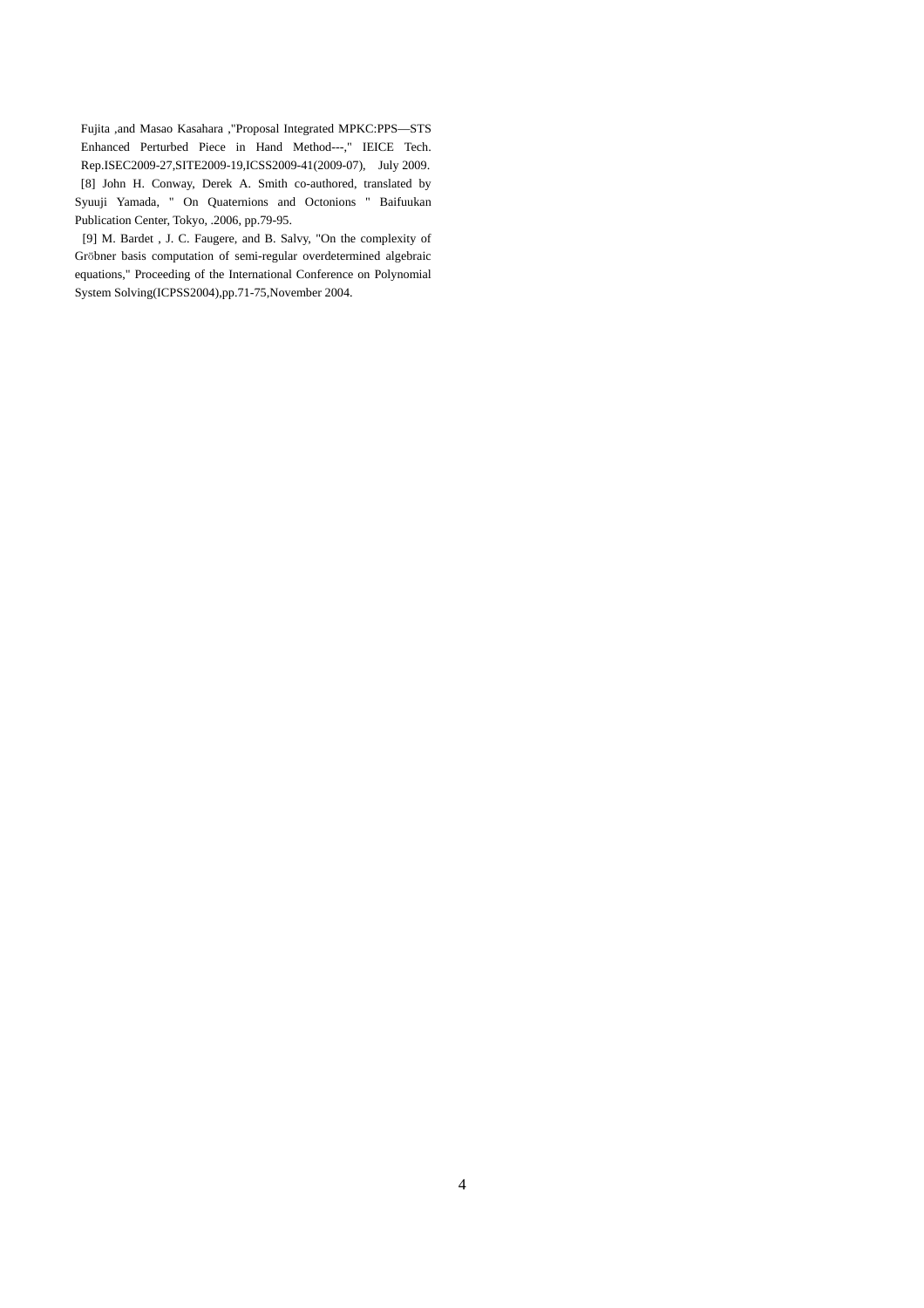Fujita ,and Masao Kasahara ,"Proposal Integrated MPKC:PPS—STS Enhanced Perturbed Piece in Hand Method---," IEICE Tech. Rep.ISEC2009-27,SITE2009-19,ICSS2009-41(2009-07), July 2009.

[8] John H. Conway, Derek A. Smith co-authored, translated by Syuuji Yamada, " On Quaternions and Octonions " Baifuukan Publication Center, Tokyo, .2006, pp.79-95.

[9] M. Bardet , J. C. Faugere, and B. Salvy, "On the complexity of Gröbner basis computation of semi-regular overdetermined algebraic equations," Proceeding of the International Conference on Polynomial System Solving(ICPSS2004),pp.71-75,November 2004.